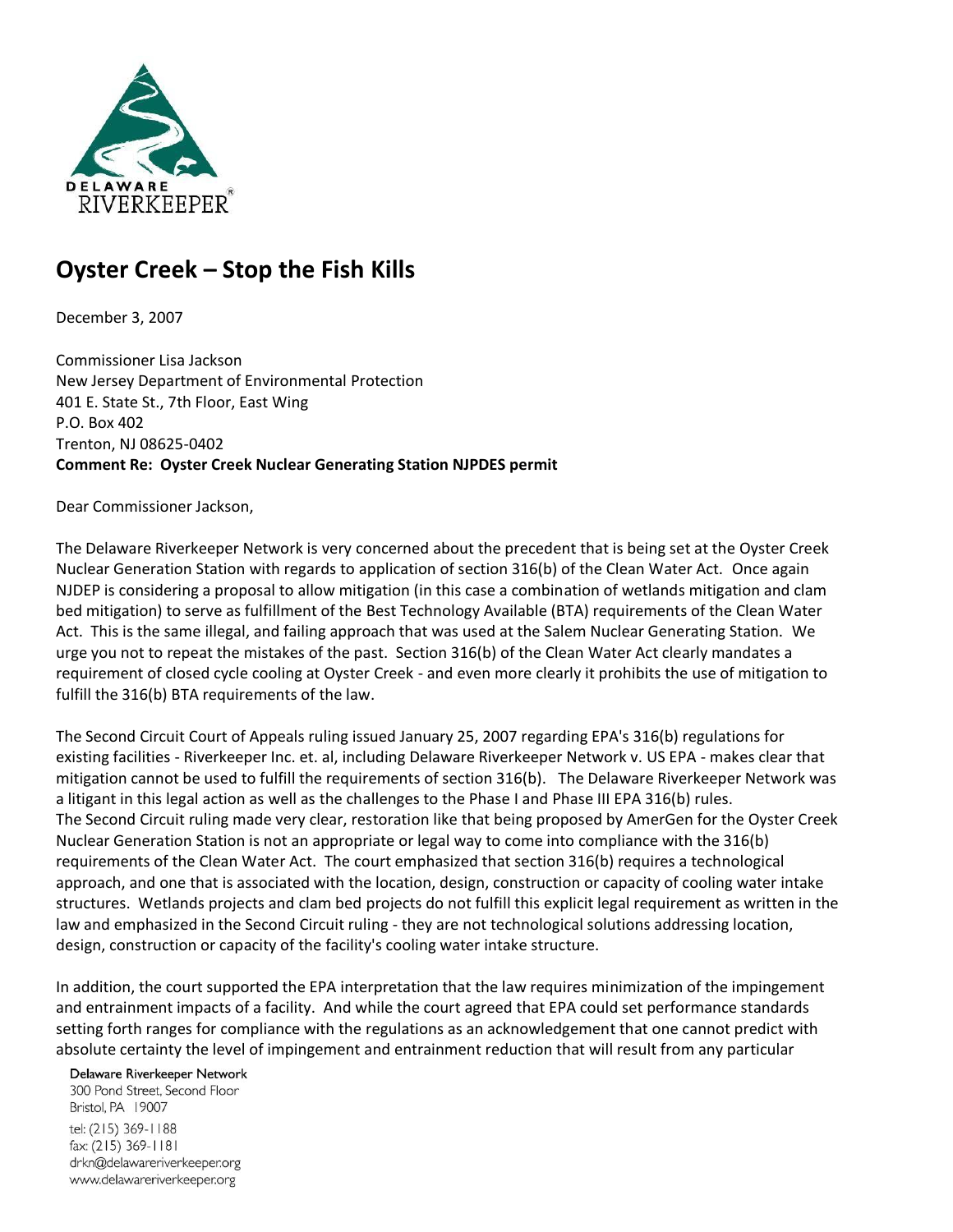# Oyster Creek – Stop the Fish Kills

December 3, 2007

Commissioner Lisa Jackson
New Jersey Department of Environmental Protection
401 E. State St., 7th Floor, East Wing
P.O. Box 402
Trenton, NJ 08625-0402
**Comment Re: Oyster Creek Nuclear Generating Station NJPDES permit**

Dear Commissioner Jackson,

The Delaware Riverkeeper Network is very concerned about the precedent that is being set at the Oyster Creek Nuclear Generation Station with regards to application of section 316(b) of the Clean Water Act. Once again NJDEP is considering a proposal to allow mitigation (in this case a combination of wetlands mitigation and clam bed mitigation) to serve as fulfillment of the Best Technology Available (BTA) requirements of the Clean Water Act. This is the same illegal, and failing approach that was used at the Salem Nuclear Generating Station. We urge you not to repeat the mistakes of the past. Section 316(b) of the Clean Water Act clearly mandates a requirement of closed cycle cooling at Oyster Creek - and even more clearly it prohibits the use of mitigation to fulfill the 316(b) BTA requirements of the law.

The Second Circuit Court of Appeals ruling issued January 25, 2007 regarding EPA's 316(b) regulations for existing facilities - Riverkeeper Inc. et. al, including Delaware Riverkeeper Network v. US EPA - makes clear that mitigation cannot be used to fulfill the requirements of section 316(b). The Delaware Riverkeeper Network was a litigant in this legal action as well as the challenges to the Phase I and Phase III EPA 316(b) rules.
The Second Circuit ruling made very clear, restoration like that being proposed by AmerGen for the Oyster Creek Nuclear Generation Station is not an appropriate or legal way to come into compliance with the 316(b) requirements of the Clean Water Act. The court emphasized that section 316(b) requires a technological approach, and one that is associated with the location, design, construction or capacity of cooling water intake structures. Wetlands projects and clam bed projects do not fulfill this explicit legal requirement as written in the law and emphasized in the Second Circuit ruling - they are not technological solutions addressing location, design, construction or capacity of the facility's cooling water intake structure.

In addition, the court supported the EPA interpretation that the law requires minimization of the impingement and entrainment impacts of a facility. And while the court agreed that EPA could set performance standards setting forth ranges for compliance with the regulations as an acknowledgement that one cannot predict with absolute certainty the level of impingement and entrainment reduction that will result from any particular

Delaware Riverkeeper Network
300 Pond Street, Second Floor
Bristol, PA 19007
tel: (215) 369-1188
fax: (215) 369-1181
drkn@delawareriverkeeper.org
www.delawareriverkeeper.org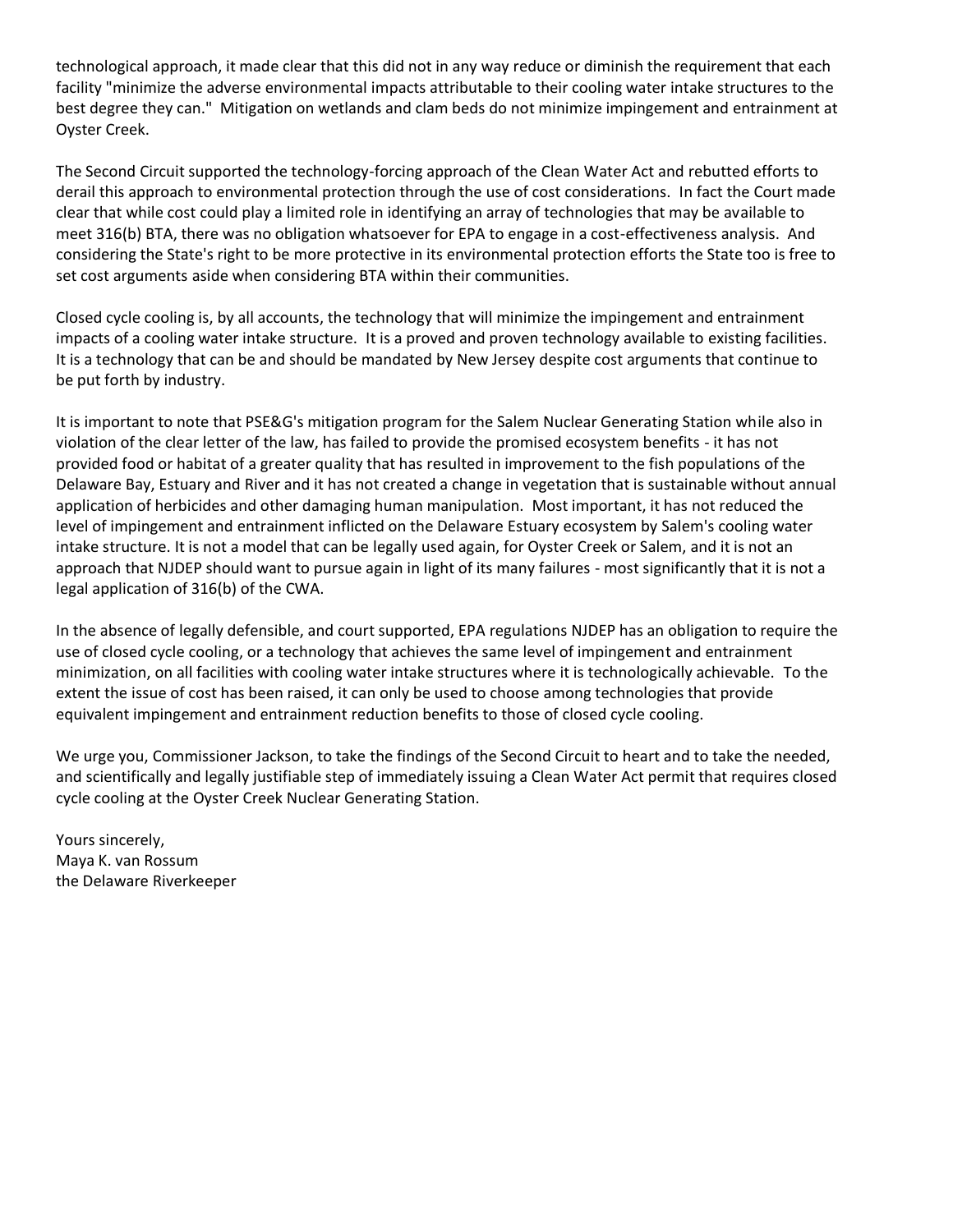technological approach, it made clear that this did not in any way reduce or diminish the requirement that each facility "minimize the adverse environmental impacts attributable to their cooling water intake structures to the best degree they can." Mitigation on wetlands and clam beds do not minimize impingement and entrainment at Oyster Creek.

The Second Circuit supported the technology-forcing approach of the Clean Water Act and rebutted efforts to derail this approach to environmental protection through the use of cost considerations. In fact the Court made clear that while cost could play a limited role in identifying an array of technologies that may be available to meet 316(b) BTA, there was no obligation whatsoever for EPA to engage in a cost-effectiveness analysis. And considering the State's right to be more protective in its environmental protection efforts the State too is free to set cost arguments aside when considering BTA within their communities.

Closed cycle cooling is, by all accounts, the technology that will minimize the impingement and entrainment impacts of a cooling water intake structure. It is a proved and proven technology available to existing facilities. It is a technology that can be and should be mandated by New Jersey despite cost arguments that continue to be put forth by industry.

It is important to note that PSE&G's mitigation program for the Salem Nuclear Generating Station while also in violation of the clear letter of the law, has failed to provide the promised ecosystem benefits - it has not provided food or habitat of a greater quality that has resulted in improvement to the fish populations of the Delaware Bay, Estuary and River and it has not created a change in vegetation that is sustainable without annual application of herbicides and other damaging human manipulation. Most important, it has not reduced the level of impingement and entrainment inflicted on the Delaware Estuary ecosystem by Salem's cooling water intake structure. It is not a model that can be legally used again, for Oyster Creek or Salem, and it is not an approach that NJDEP should want to pursue again in light of its many failures - most significantly that it is not a legal application of 316(b) of the CWA.

In the absence of legally defensible, and court supported, EPA regulations NJDEP has an obligation to require the use of closed cycle cooling, or a technology that achieves the same level of impingement and entrainment minimization, on all facilities with cooling water intake structures where it is technologically achievable. To the extent the issue of cost has been raised, it can only be used to choose among technologies that provide equivalent impingement and entrainment reduction benefits to those of closed cycle cooling.

We urge you, Commissioner Jackson, to take the findings of the Second Circuit to heart and to take the needed, and scientifically and legally justifiable step of immediately issuing a Clean Water Act permit that requires closed cycle cooling at the Oyster Creek Nuclear Generating Station.

Yours sincerely,
Maya K. van Rossum
the Delaware Riverkeeper